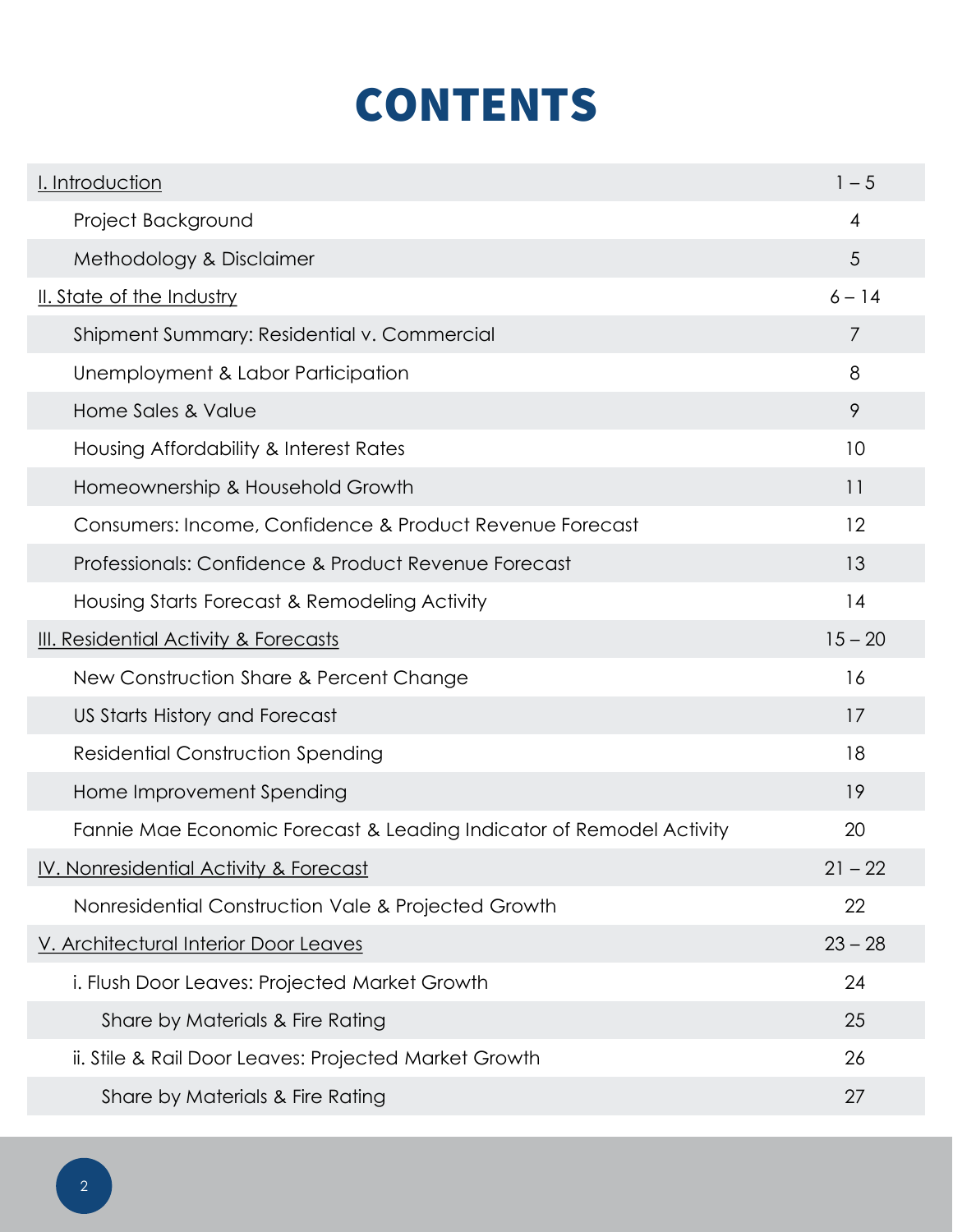# CONTENTS

| | |
|---|---|
| I. Introduction | 1 – 5 |
| Project Background | 4 |
| Methodology & Disclaimer | 5 |
| II. State of the Industry | 6 – 14 |
| Shipment Summary: Residential v. Commercial | 7 |
| Unemployment & Labor Participation | 8 |
| Home Sales & Value | 9 |
| Housing Affordability & Interest Rates | 10 |
| Homeownership & Household Growth | 11 |
| Consumers: Income, Confidence & Product Revenue Forecast | 12 |
| Professionals: Confidence & Product Revenue Forecast | 13 |
| Housing Starts Forecast & Remodeling Activity | 14 |
| III. Residential Activity & Forecasts | 15 – 20 |
| New Construction Share & Percent Change | 16 |
| US Starts History and Forecast | 17 |
| Residential Construction Spending | 18 |
| Home Improvement Spending | 19 |
| Fannie Mae Economic Forecast & Leading Indicator of Remodel Activity | 20 |
| IV. Nonresidential Activity & Forecast | 21 – 22 |
| Nonresidential Construction Vale & Projected Growth | 22 |
| V. Architectural Interior Door Leaves | 23 – 28 |
| i. Flush Door Leaves: Projected Market Growth | 24 |
| Share by Materials & Fire Rating | 25 |
| ii. Stile & Rail Door Leaves: Projected Market Growth | 26 |
| Share by Materials & Fire Rating | 27 |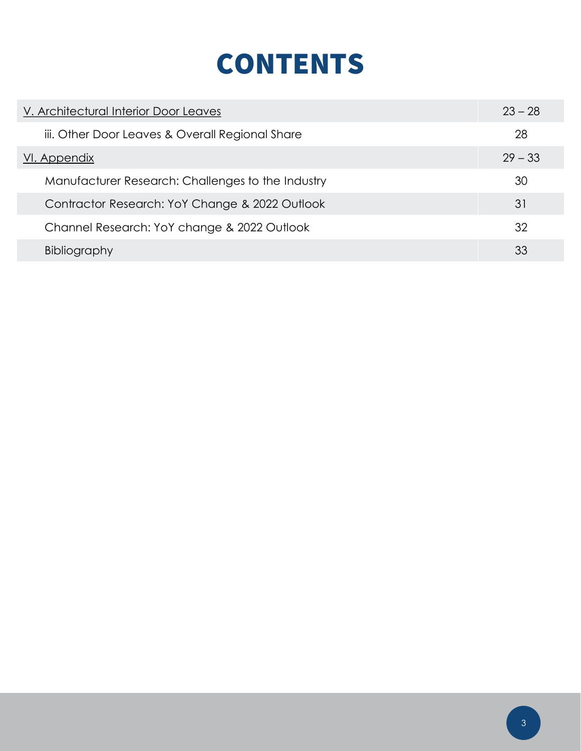# CONTENTS

| | |
|---|---|
| V. Architectural Interior Door Leaves | 23 – 28 |
| iii. Other Door Leaves & Overall Regional Share | 28 |
| VI. Appendix | 29 – 33 |
| Manufacturer Research: Challenges to the Industry | 30 |
| Contractor Research: YoY Change & 2022 Outlook | 31 |
| Channel Research: YoY change & 2022 Outlook | 32 |
| Bibliography | 33 |